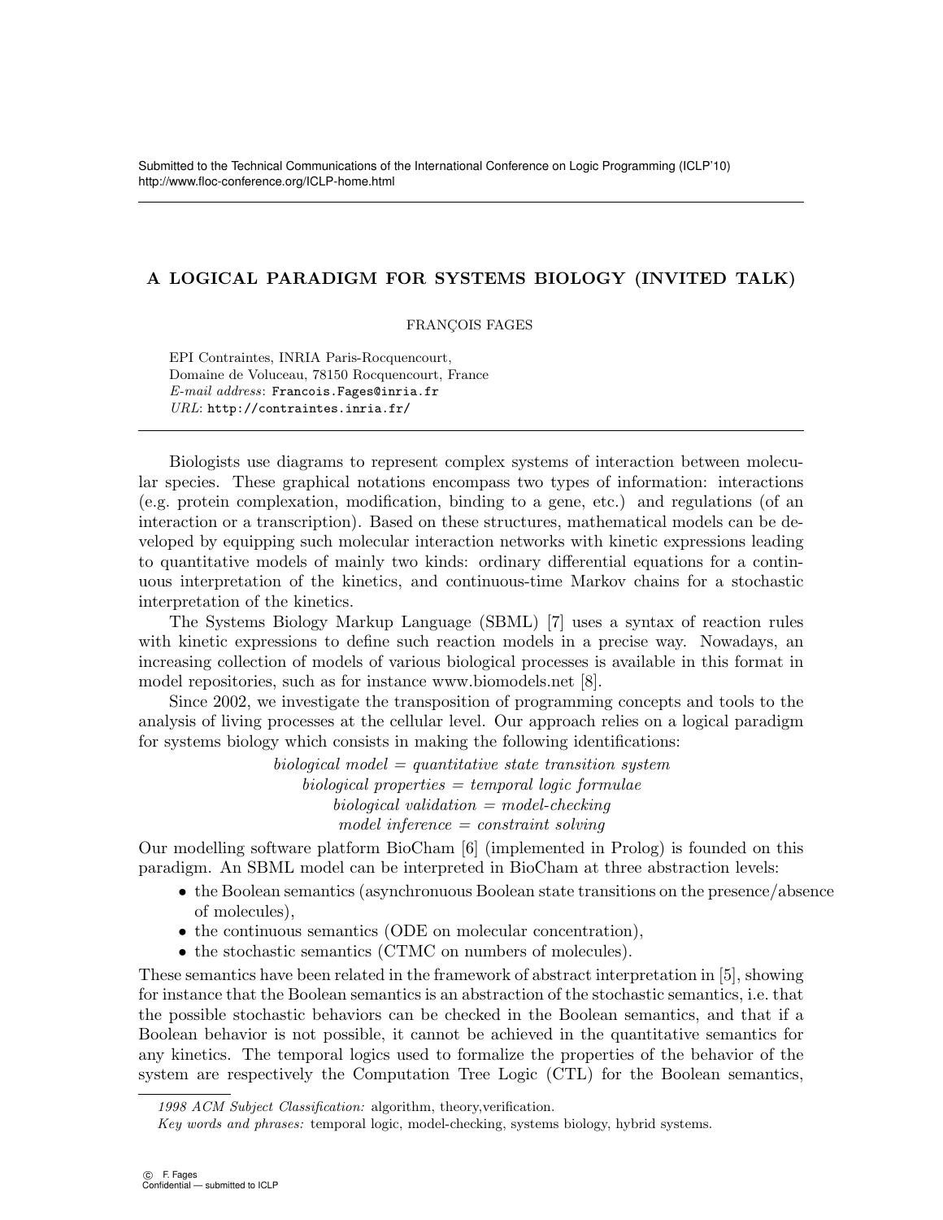Submitted to the Technical Communications of the International Conference on Logic Programming (ICLP'10)
http://www.floc-conference.org/ICLP-home.html

# A LOGICAL PARADIGM FOR SYSTEMS BIOLOGY (INVITED TALK)

FRANÇOIS FAGES

EPI Contraintes, INRIA Paris-Rocquencourt,
Domaine de Voluceau, 78150 Rocquencourt, France
*E-mail address*: Francois.Fages@inria.fr
*URL*: http://contraintes.inria.fr/

Biologists use diagrams to represent complex systems of interaction between molecular species. These graphical notations encompass two types of information: interactions (e.g. protein complexation, modification, binding to a gene, etc.) and regulations (of an interaction or a transcription). Based on these structures, mathematical models can be developed by equipping such molecular interaction networks with kinetic expressions leading to quantitative models of mainly two kinds: ordinary differential equations for a continuous interpretation of the kinetics, and continuous-time Markov chains for a stochastic interpretation of the kinetics.

The Systems Biology Markup Language (SBML) [7] uses a syntax of reaction rules with kinetic expressions to define such reaction models in a precise way. Nowadays, an increasing collection of models of various biological processes is available in this format in model repositories, such as for instance www.biomodels.net [8].

Since 2002, we investigate the transposition of programming concepts and tools to the analysis of living processes at the cellular level. Our approach relies on a logical paradigm for systems biology which consists in making the following identifications:

*biological model = quantitative state transition system*
*biological properties = temporal logic formulae*
*biological validation = model-checking*
*model inference = constraint solving*

Our modelling software platform BioCham [6] (implemented in Prolog) is founded on this paradigm. An SBML model can be interpreted in BioCham at three abstraction levels:

- the Boolean semantics (asynchronuous Boolean state transitions on the presence/absence of molecules),
- the continuous semantics (ODE on molecular concentration),
- the stochastic semantics (CTMC on numbers of molecules).

These semantics have been related in the framework of abstract interpretation in [5], showing for instance that the Boolean semantics is an abstraction of the stochastic semantics, i.e. that the possible stochastic behaviors can be checked in the Boolean semantics, and that if a Boolean behavior is not possible, it cannot be achieved in the quantitative semantics for any kinetics. The temporal logics used to formalize the properties of the behavior of the system are respectively the Computation Tree Logic (CTL) for the Boolean semantics,

*1998 ACM Subject Classification:* algorithm, theory,verification.

*Key words and phrases:* temporal logic, model-checking, systems biology, hybrid systems.

© F. Fages
Confidential — submitted to ICLP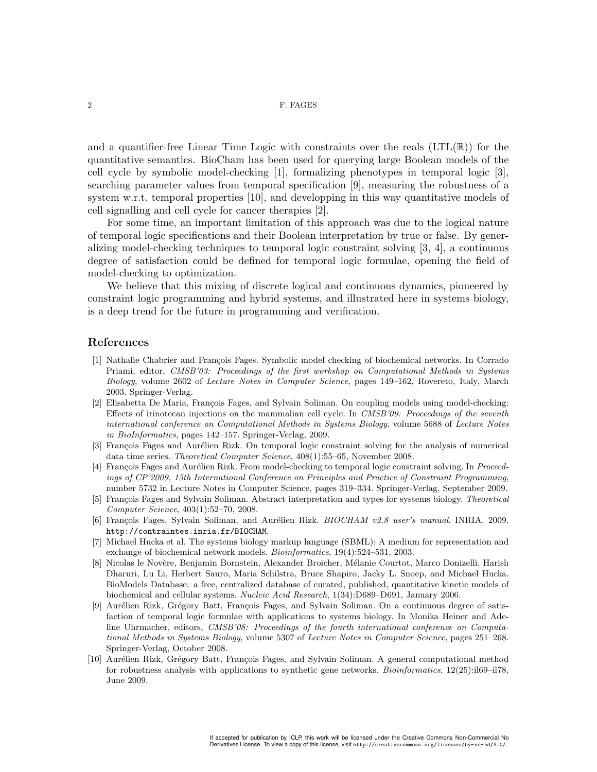and a quantifier-free Linear Time Logic with constraints over the reals (LTL($\mathbb{R}$)) for the quantitative semantics. BioCham has been used for querying large Boolean models of the cell cycle by symbolic model-checking [1], formalizing phenotypes in temporal logic [3], searching parameter values from temporal specification [9], measuring the robustness of a system w.r.t. temporal properties [10], and developping in this way quantitative models of cell signalling and cell cycle for cancer therapies [2].

For some time, an important limitation of this approach was due to the logical nature of temporal logic specifications and their Boolean interpretation by true or false. By generalizing model-checking techniques to temporal logic constraint solving [3, 4], a continuous degree of satisfaction could be defined for temporal logic formulae, opening the field of model-checking to optimization.

We believe that this mixing of discrete logical and continuous dynamics, pioneered by constraint logic programming and hybrid systems, and illustrated here in systems biology, is a deep trend for the future in programming and verification.

## References

[1] Nathalie Chabrier and François Fages. Symbolic model checking of biochemical networks. In Corrado Priami, editor, *CMSB'03: Proceedings of the first workshop on Computational Methods in Systems Biology*, volume 2602 of *Lecture Notes in Computer Science*, pages 149–162, Rovereto, Italy, March 2003. Springer-Verlag.

[2] Elisabetta De Maria, François Fages, and Sylvain Soliman. On coupling models using model-checking: Effects of irinotecan injections on the mammalian cell cycle. In *CMSB'09: Proceedings of the seventh international conference on Computational Methods in Systems Biology*, volume 5688 of *Lecture Notes in BioInformatics*, pages 142–157. Springer-Verlag, 2009.

[3] François Fages and Aurélien Rizk. On temporal logic constraint solving for the analysis of numerical data time series. *Theoretical Computer Science*, 408(1):55–65, November 2008.

[4] François Fages and Aurélien Rizk. From model-checking to temporal logic constraint solving. In *Proceedings of CP'2009, 15th International Conference on Principles and Practice of Constraint Programming*, number 5732 in Lecture Notes in Computer Science, pages 319–334. Springer-Verlag, September 2009.

[5] François Fages and Sylvain Soliman. Abstract interpretation and types for systems biology. *Theoretical Computer Science*, 403(1):52–70, 2008.

[6] François Fages, Sylvain Soliman, and Aurélien Rizk. *BIOCHAM v2.8 user's manual*. INRIA, 2009. http://contraintes.inria.fr/BIOCHAM.

[7] Michael Hucka et al. The systems biology markup language (SBML): A medium for representation and exchange of biochemical network models. *Bioinformatics*, 19(4):524–531, 2003.

[8] Nicolas le Novère, Benjamin Bornstein, Alexander Broicher, Mélanie Courtot, Marco Donizelli, Harish Dharuri, Lu Li, Herbert Sauro, Maria Schilstra, Bruce Shapiro, Jacky L. Snoep, and Michael Hucka. BioModels Database: a free, centralized database of curated, published, quantitative kinetic models of biochemical and cellular systems. *Nucleic Acid Research*, 1(34):D689–D691, January 2006.

[9] Aurélien Rizk, Grégory Batt, François Fages, and Sylvain Soliman. On a continuous degree of satisfaction of temporal logic formulae with applications to systems biology. In Monika Heiner and Adeline Uhrmacher, editors, *CMSB'08: Proceedings of the fourth international conference on Computational Methods in Systems Biology*, volume 5307 of *Lecture Notes in Computer Science*, pages 251–268. Springer-Verlag, October 2008.

[10] Aurélien Rizk, Grégory Batt, François Fages, and Sylvain Soliman. A general computational method for robustness analysis with applications to synthetic gene networks. *Bioinformatics*, 12(25):il69–il78, June 2009.

If accepted for publication by ICLP, this work will be licensed under the Creative Commons Non-Commercial No Derivatives License. To view a copy of this license, visit http://creativecommons.org/licenses/by-nc-nd/3.0/.